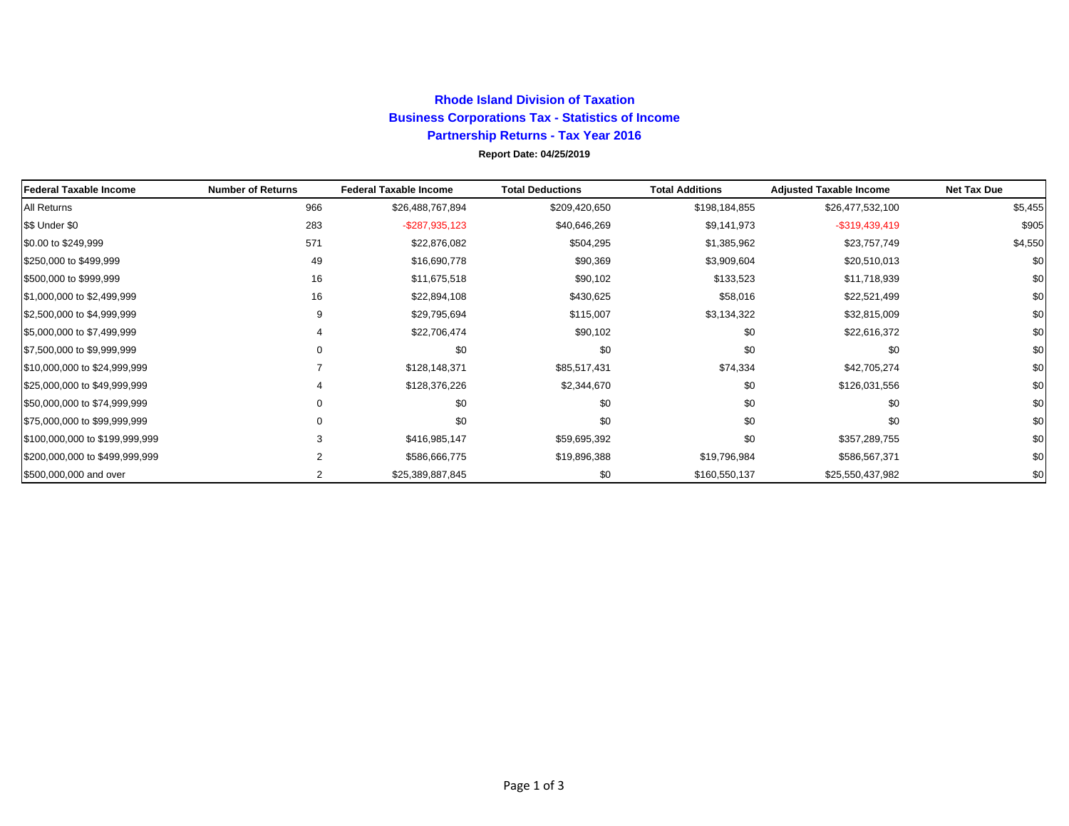# Rhode Island Division of Taxation

## Business Corporations Tax - Statistics of Income

## Partnership Returns - Tax Year 2016

**Report Date: 04/25/2019**

| Federal Taxable Income | Number of Returns | Federal Taxable Income | Total Deductions | Total Additions | Adjusted Taxable Income | Net Tax Due |
|---|---|---|---|---|---|---|
| All Returns | 966 | $26,488,767,894 | $209,420,650 | $198,184,855 | $26,477,532,100 | $5,455 |
| $$ Under $0 | 283 | -$287,935,123 | $40,646,269 | $9,141,973 | -$319,439,419 | $905 |
| $0.00 to $249,999 | 571 | $22,876,082 | $504,295 | $1,385,962 | $23,757,749 | $4,550 |
| $250,000 to $499,999 | 49 | $16,690,778 | $90,369 | $3,909,604 | $20,510,013 | $0 |
| $500,000 to $999,999 | 16 | $11,675,518 | $90,102 | $133,523 | $11,718,939 | $0 |
| $1,000,000 to $2,499,999 | 16 | $22,894,108 | $430,625 | $58,016 | $22,521,499 | $0 |
| $2,500,000 to $4,999,999 | 9 | $29,795,694 | $115,007 | $3,134,322 | $32,815,009 | $0 |
| $5,000,000 to $7,499,999 | 4 | $22,706,474 | $90,102 | $0 | $22,616,372 | $0 |
| $7,500,000 to $9,999,999 | 0 | $0 | $0 | $0 | $0 | $0 |
| $10,000,000 to $24,999,999 | 7 | $128,148,371 | $85,517,431 | $74,334 | $42,705,274 | $0 |
| $25,000,000 to $49,999,999 | 4 | $128,376,226 | $2,344,670 | $0 | $126,031,556 | $0 |
| $50,000,000 to $74,999,999 | 0 | $0 | $0 | $0 | $0 | $0 |
| $75,000,000 to $99,999,999 | 0 | $0 | $0 | $0 | $0 | $0 |
| $100,000,000 to $199,999,999 | 3 | $416,985,147 | $59,695,392 | $0 | $357,289,755 | $0 |
| $200,000,000 to $499,999,999 | 2 | $586,666,775 | $19,896,388 | $19,796,984 | $586,567,371 | $0 |
| $500,000,000 and over | 2 | $25,389,887,845 | $0 | $160,550,137 | $25,550,437,982 | $0 |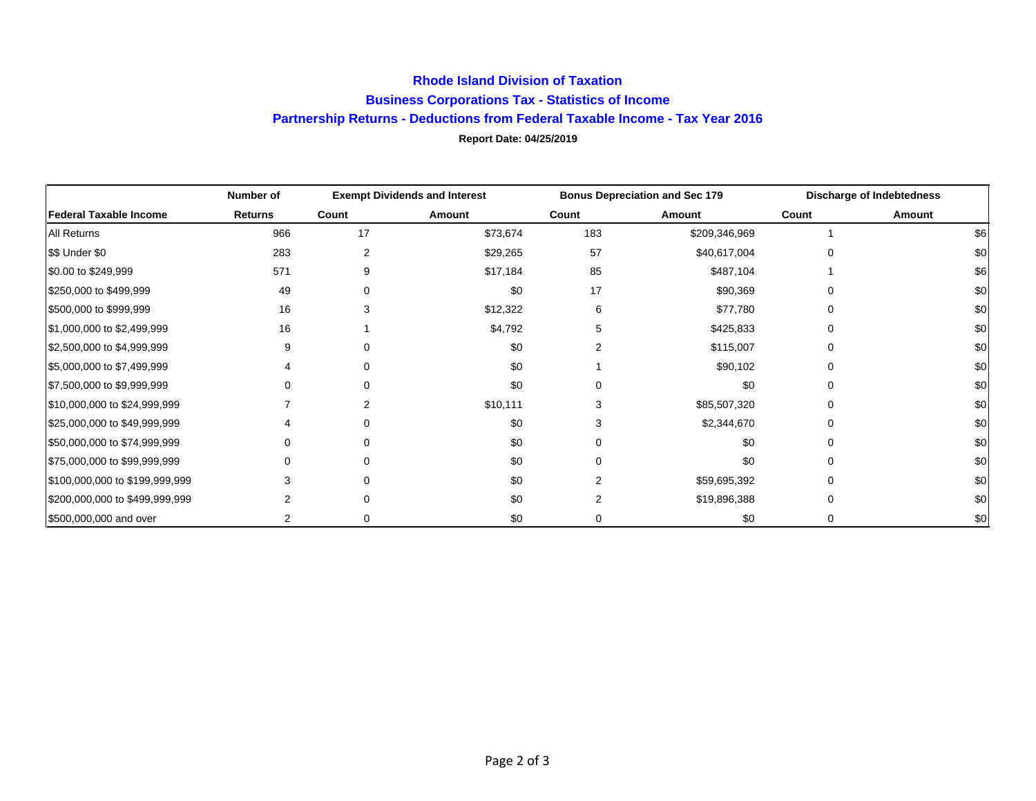# Rhode Island Division of Taxation

## Business Corporations Tax - Statistics of Income

### Partnership Returns - Deductions from Federal Taxable Income - Tax Year 2016

**Report Date: 04/25/2019**

| | Number of | Exempt Dividends and Interest | | Bonus Depreciation and Sec 179 | | Discharge of Indebtedness | |
|---|---|---|---|---|---|---|---|
| **Federal Taxable Income** | **Returns** | **Count** | **Amount** | **Count** | **Amount** | **Count** | **Amount** |
| All Returns | 966 | 17 | $73,674 | 183 | $209,346,969 | 1 | $6 |
| $$ Under $0 | 283 | 2 | $29,265 | 57 | $40,617,004 | 0 | $0 |
| $0.00 to $249,999 | 571 | 9 | $17,184 | 85 | $487,104 | 1 | $6 |
| $250,000 to $499,999 | 49 | 0 | $0 | 17 | $90,369 | 0 | $0 |
| $500,000 to $999,999 | 16 | 3 | $12,322 | 6 | $77,780 | 0 | $0 |
| $1,000,000 to $2,499,999 | 16 | 1 | $4,792 | 5 | $425,833 | 0 | $0 |
| $2,500,000 to $4,999,999 | 9 | 0 | $0 | 2 | $115,007 | 0 | $0 |
| $5,000,000 to $7,499,999 | 4 | 0 | $0 | 1 | $90,102 | 0 | $0 |
| $7,500,000 to $9,999,999 | 0 | 0 | $0 | 0 | $0 | 0 | $0 |
| $10,000,000 to $24,999,999 | 7 | 2 | $10,111 | 3 | $85,507,320 | 0 | $0 |
| $25,000,000 to $49,999,999 | 4 | 0 | $0 | 3 | $2,344,670 | 0 | $0 |
| $50,000,000 to $74,999,999 | 0 | 0 | $0 | 0 | $0 | 0 | $0 |
| $75,000,000 to $99,999,999 | 0 | 0 | $0 | 0 | $0 | 0 | $0 |
| $100,000,000 to $199,999,999 | 3 | 0 | $0 | 2 | $59,695,392 | 0 | $0 |
| $200,000,000 to $499,999,999 | 2 | 0 | $0 | 2 | $19,896,388 | 0 | $0 |
| $500,000,000 and over | 2 | 0 | $0 | 0 | $0 | 0 | $0 |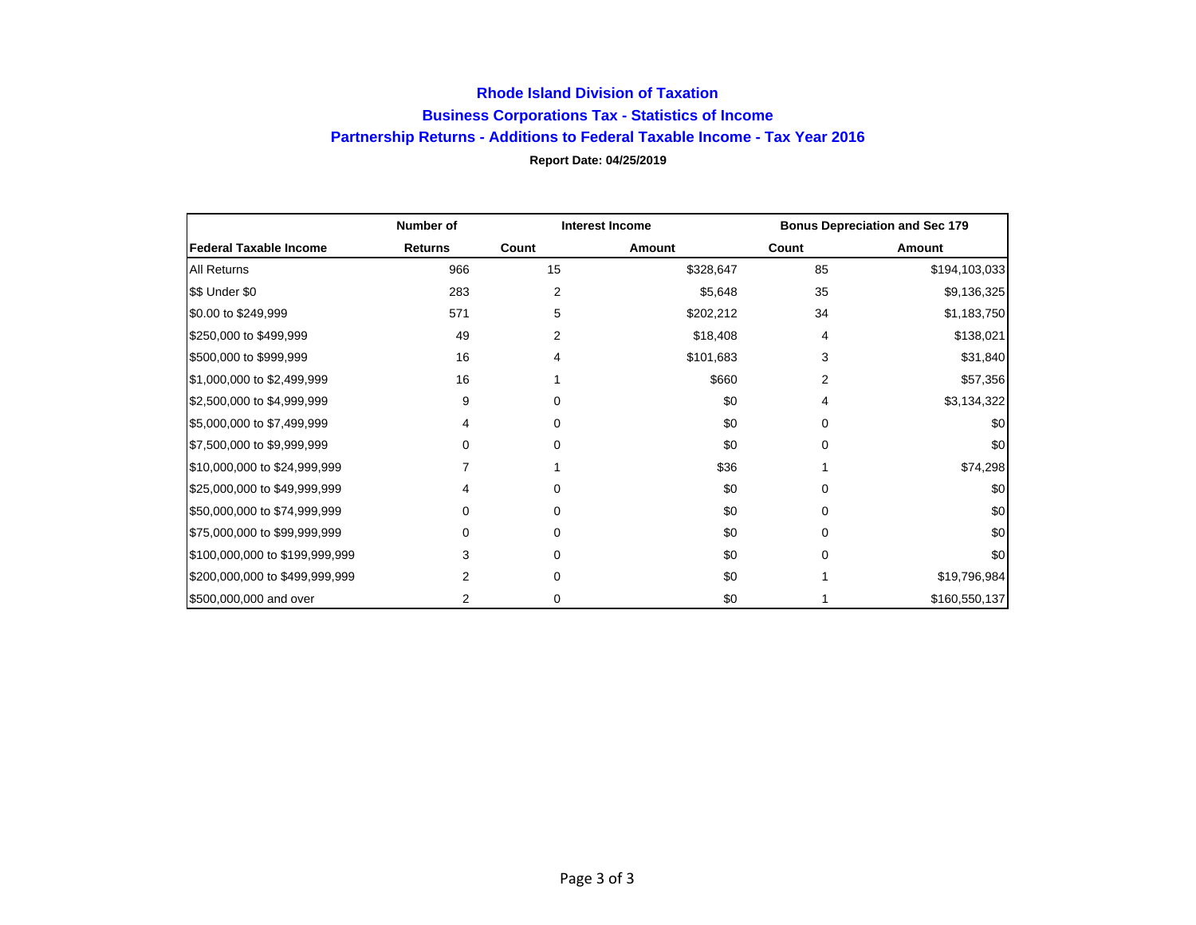# Rhode Island Division of Taxation

## Business Corporations Tax - Statistics of Income

## Partnership Returns - Additions to Federal Taxable Income - Tax Year 2016

**Report Date: 04/25/2019**

| | Number of | Interest Income | | Bonus Depreciation and Sec 179 | |
|---|---|---|---|---|---|
| **Federal Taxable Income** | **Returns** | **Count** | **Amount** | **Count** | **Amount** |
| All Returns | 966 | 15 | $328,647 | 85 | $194,103,033 |
| $$ Under $0 | 283 | 2 | $5,648 | 35 | $9,136,325 |
| $0.00 to $249,999 | 571 | 5 | $202,212 | 34 | $1,183,750 |
| $250,000 to $499,999 | 49 | 2 | $18,408 | 4 | $138,021 |
| $500,000 to $999,999 | 16 | 4 | $101,683 | 3 | $31,840 |
| $1,000,000 to $2,499,999 | 16 | 1 | $660 | 2 | $57,356 |
| $2,500,000 to $4,999,999 | 9 | 0 | $0 | 4 | $3,134,322 |
| $5,000,000 to $7,499,999 | 4 | 0 | $0 | 0 | $0 |
| $7,500,000 to $9,999,999 | 0 | 0 | $0 | 0 | $0 |
| $10,000,000 to $24,999,999 | 7 | 1 | $36 | 1 | $74,298 |
| $25,000,000 to $49,999,999 | 4 | 0 | $0 | 0 | $0 |
| $50,000,000 to $74,999,999 | 0 | 0 | $0 | 0 | $0 |
| $75,000,000 to $99,999,999 | 0 | 0 | $0 | 0 | $0 |
| $100,000,000 to $199,999,999 | 3 | 0 | $0 | 0 | $0 |
| $200,000,000 to $499,999,999 | 2 | 0 | $0 | 1 | $19,796,984 |
| $500,000,000 and over | 2 | 0 | $0 | 1 | $160,550,137 |